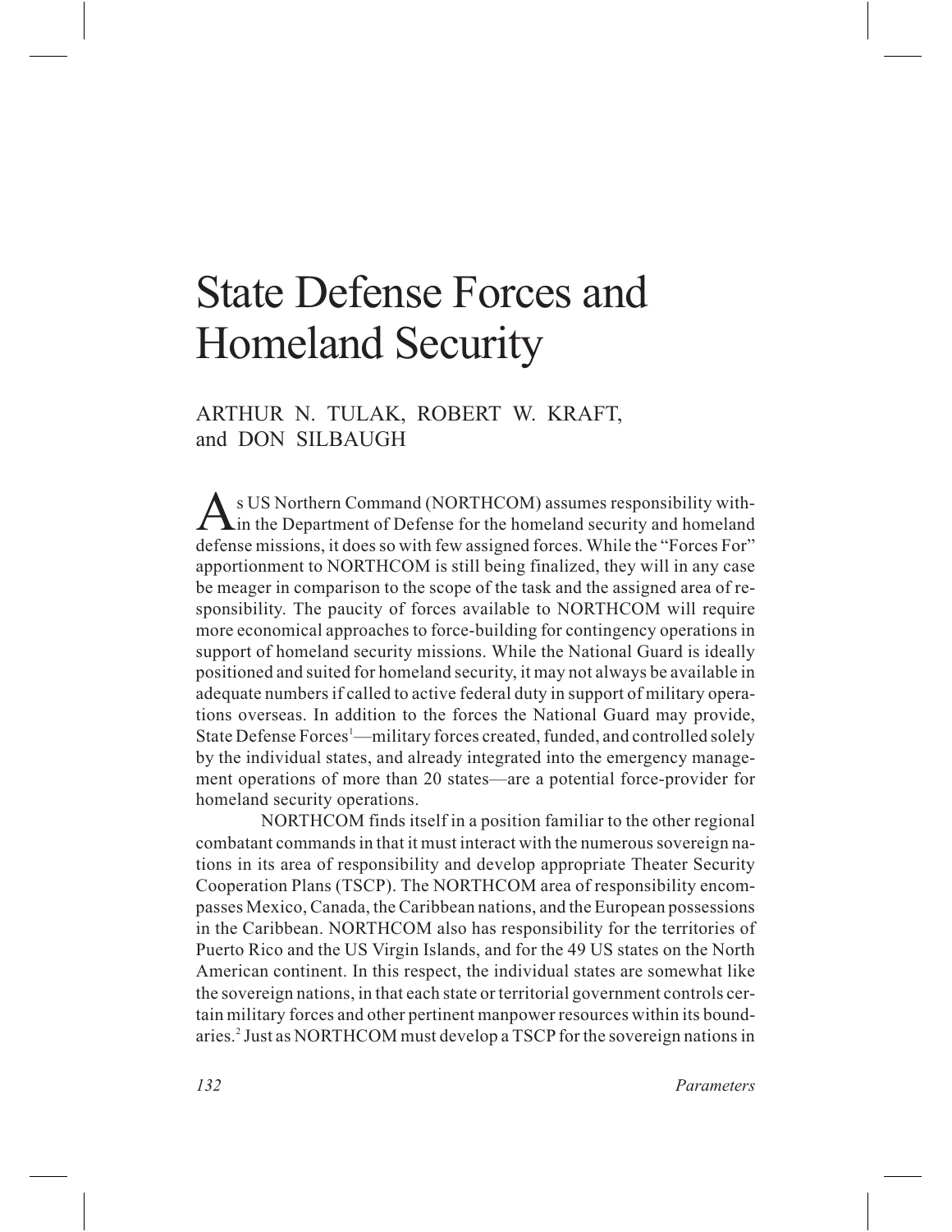# State Defense Forces and Homeland Security

ARTHUR N. TULAK, ROBERT W. KRAFT, and DON SILBAUGH

As US Northern Command (NORTHCOM) assumes responsibility within the Department of Defense for the homeland security and homeland defense missions, it does so with few assigned forces. While the "Forces For" apportionment to NORTHCOM is still being finalized, they will in any case be meager in comparison to the scope of the task and the assigned area of responsibility. The paucity of forces available to NORTHCOM will require more economical approaches to force-building for contingency operations in support of homeland security missions. While the National Guard is ideally positioned and suited for homeland security, it may not always be available in adequate numbers if called to active federal duty in support of military operations overseas. In addition to the forces the National Guard may provide, State Defense Forces[1]—military forces created, funded, and controlled solely by the individual states, and already integrated into the emergency management operations of more than 20 states—are a potential force-provider for homeland security operations.

NORTHCOM finds itself in a position familiar to the other regional combatant commands in that it must interact with the numerous sovereign nations in its area of responsibility and develop appropriate Theater Security Cooperation Plans (TSCP). The NORTHCOM area of responsibility encompasses Mexico, Canada, the Caribbean nations, and the European possessions in the Caribbean. NORTHCOM also has responsibility for the territories of Puerto Rico and the US Virgin Islands, and for the 49 US states on the North American continent. In this respect, the individual states are somewhat like the sovereign nations, in that each state or territorial government controls certain military forces and other pertinent manpower resources within its boundaries.[2] Just as NORTHCOM must develop a TSCP for the sovereign nations in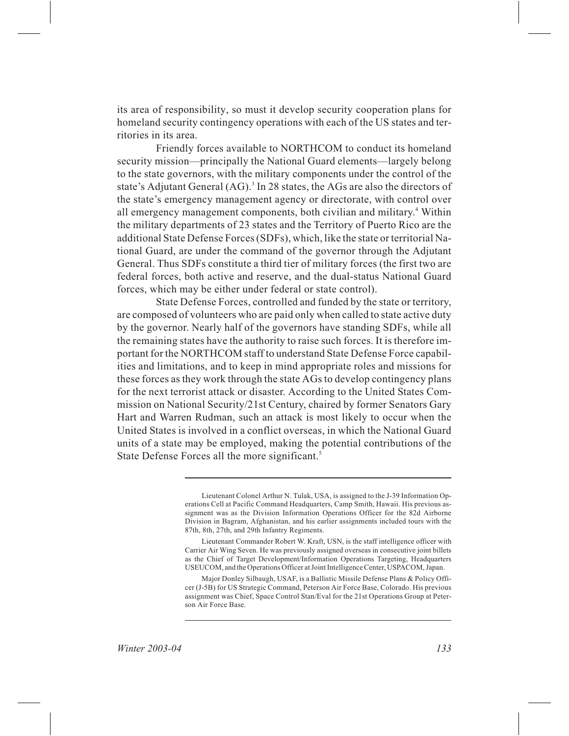its area of responsibility, so must it develop security cooperation plans for homeland security contingency operations with each of the US states and territories in its area.

Friendly forces available to NORTHCOM to conduct its homeland security mission—principally the National Guard elements—largely belong to the state governors, with the military components under the control of the state's Adjutant General (AG).[3] In 28 states, the AGs are also the directors of the state's emergency management agency or directorate, with control over all emergency management components, both civilian and military.[4] Within the military departments of 23 states and the Territory of Puerto Rico are the additional State Defense Forces (SDFs), which, like the state or territorial National Guard, are under the command of the governor through the Adjutant General. Thus SDFs constitute a third tier of military forces (the first two are federal forces, both active and reserve, and the dual-status National Guard forces, which may be either under federal or state control).

State Defense Forces, controlled and funded by the state or territory, are composed of volunteers who are paid only when called to state active duty by the governor. Nearly half of the governors have standing SDFs, while all the remaining states have the authority to raise such forces. It is therefore important for the NORTHCOM staff to understand State Defense Force capabilities and limitations, and to keep in mind appropriate roles and missions for these forces as they work through the state AGs to develop contingency plans for the next terrorist attack or disaster. According to the United States Commission on National Security/21st Century, chaired by former Senators Gary Hart and Warren Rudman, such an attack is most likely to occur when the United States is involved in a conflict overseas, in which the National Guard units of a state may be employed, making the potential contributions of the State Defense Forces all the more significant.[5]

---

Lieutenant Colonel Arthur N. Tulak, USA, is assigned to the J-39 Information Operations Cell at Pacific Command Headquarters, Camp Smith, Hawaii. His previous assignment was as the Division Information Operations Officer for the 82d Airborne Division in Bagram, Afghanistan, and his earlier assignments included tours with the 87th, 8th, 27th, and 29th Infantry Regiments.

Lieutenant Commander Robert W. Kraft, USN, is the staff intelligence officer with Carrier Air Wing Seven. He was previously assigned overseas in consecutive joint billets as the Chief of Target Development/Information Operations Targeting, Headquarters USEUCOM, and the Operations Officer at Joint Intelligence Center, USPACOM, Japan.

Major Donley Silbaugh, USAF, is a Ballistic Missile Defense Plans & Policy Officer (J-5B) for US Strategic Command, Peterson Air Force Base, Colorado. His previous assignment was Chief, Space Control Stan/Eval for the 21st Operations Group at Peterson Air Force Base.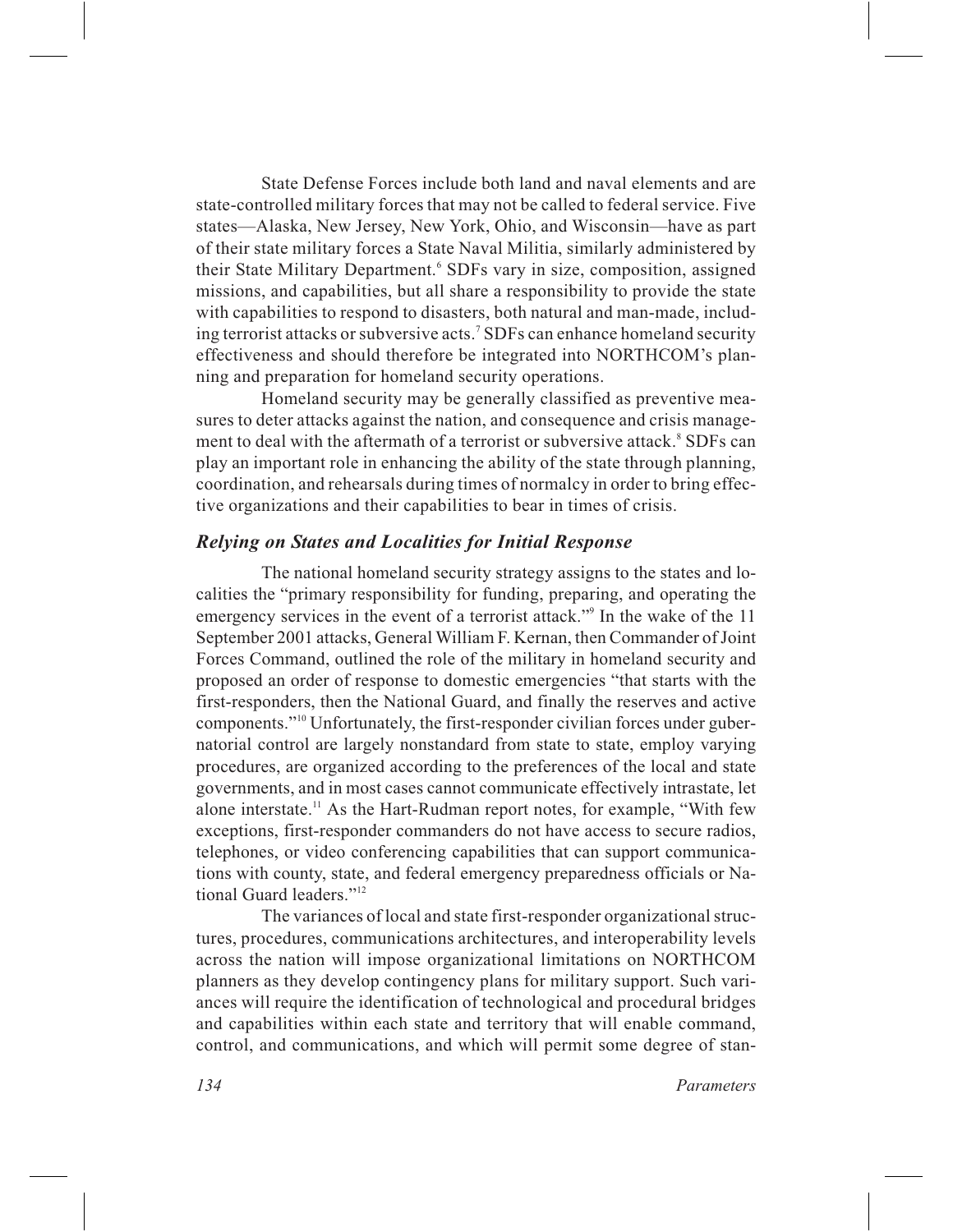State Defense Forces include both land and naval elements and are state-controlled military forces that may not be called to federal service. Five states—Alaska, New Jersey, New York, Ohio, and Wisconsin—have as part of their state military forces a State Naval Militia, similarly administered by their State Military Department.[6] SDFs vary in size, composition, assigned missions, and capabilities, but all share a responsibility to provide the state with capabilities to respond to disasters, both natural and man-made, including terrorist attacks or subversive acts.[7] SDFs can enhance homeland security effectiveness and should therefore be integrated into NORTHCOM's planning and preparation for homeland security operations.

Homeland security may be generally classified as preventive measures to deter attacks against the nation, and consequence and crisis management to deal with the aftermath of a terrorist or subversive attack.[8] SDFs can play an important role in enhancing the ability of the state through planning, coordination, and rehearsals during times of normalcy in order to bring effective organizations and their capabilities to bear in times of crisis.

### *Relying on States and Localities for Initial Response*

The national homeland security strategy assigns to the states and localities the "primary responsibility for funding, preparing, and operating the emergency services in the event of a terrorist attack."[9] In the wake of the 11 September 2001 attacks, General William F. Kernan, then Commander of Joint Forces Command, outlined the role of the military in homeland security and proposed an order of response to domestic emergencies "that starts with the first-responders, then the National Guard, and finally the reserves and active components."[10] Unfortunately, the first-responder civilian forces under gubernatorial control are largely nonstandard from state to state, employ varying procedures, are organized according to the preferences of the local and state governments, and in most cases cannot communicate effectively intrastate, let alone interstate.[11] As the Hart-Rudman report notes, for example, "With few exceptions, first-responder commanders do not have access to secure radios, telephones, or video conferencing capabilities that can support communications with county, state, and federal emergency preparedness officials or National Guard leaders."[12]

The variances of local and state first-responder organizational structures, procedures, communications architectures, and interoperability levels across the nation will impose organizational limitations on NORTHCOM planners as they develop contingency plans for military support. Such variances will require the identification of technological and procedural bridges and capabilities within each state and territory that will enable command, control, and communications, and which will permit some degree of stan-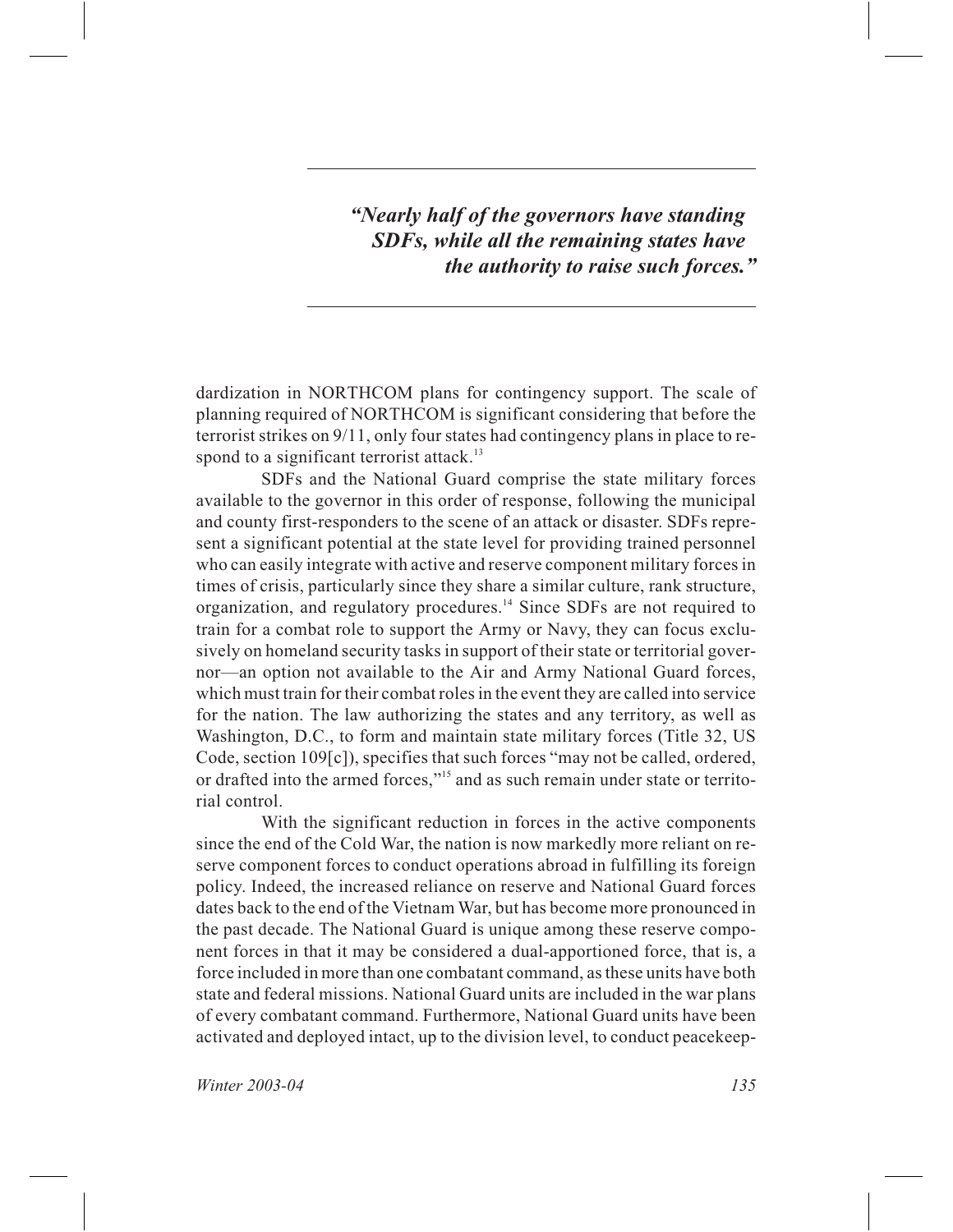*"Nearly half of the governors have standing SDFs, while all the remaining states have the authority to raise such forces."*

dardization in NORTHCOM plans for contingency support. The scale of planning required of NORTHCOM is significant considering that before the terrorist strikes on 9/11, only four states had contingency plans in place to respond to a significant terrorist attack.[13]

SDFs and the National Guard comprise the state military forces available to the governor in this order of response, following the municipal and county first-responders to the scene of an attack or disaster. SDFs represent a significant potential at the state level for providing trained personnel who can easily integrate with active and reserve component military forces in times of crisis, particularly since they share a similar culture, rank structure, organization, and regulatory procedures.[14] Since SDFs are not required to train for a combat role to support the Army or Navy, they can focus exclusively on homeland security tasks in support of their state or territorial governor—an option not available to the Air and Army National Guard forces, which must train for their combat roles in the event they are called into service for the nation. The law authorizing the states and any territory, as well as Washington, D.C., to form and maintain state military forces (Title 32, US Code, section 109[c]), specifies that such forces "may not be called, ordered, or drafted into the armed forces,"[15] and as such remain under state or territorial control.

With the significant reduction in forces in the active components since the end of the Cold War, the nation is now markedly more reliant on reserve component forces to conduct operations abroad in fulfilling its foreign policy. Indeed, the increased reliance on reserve and National Guard forces dates back to the end of the Vietnam War, but has become more pronounced in the past decade. The National Guard is unique among these reserve component forces in that it may be considered a dual-apportioned force, that is, a force included in more than one combatant command, as these units have both state and federal missions. National Guard units are included in the war plans of every combatant command. Furthermore, National Guard units have been activated and deployed intact, up to the division level, to conduct peacekeep-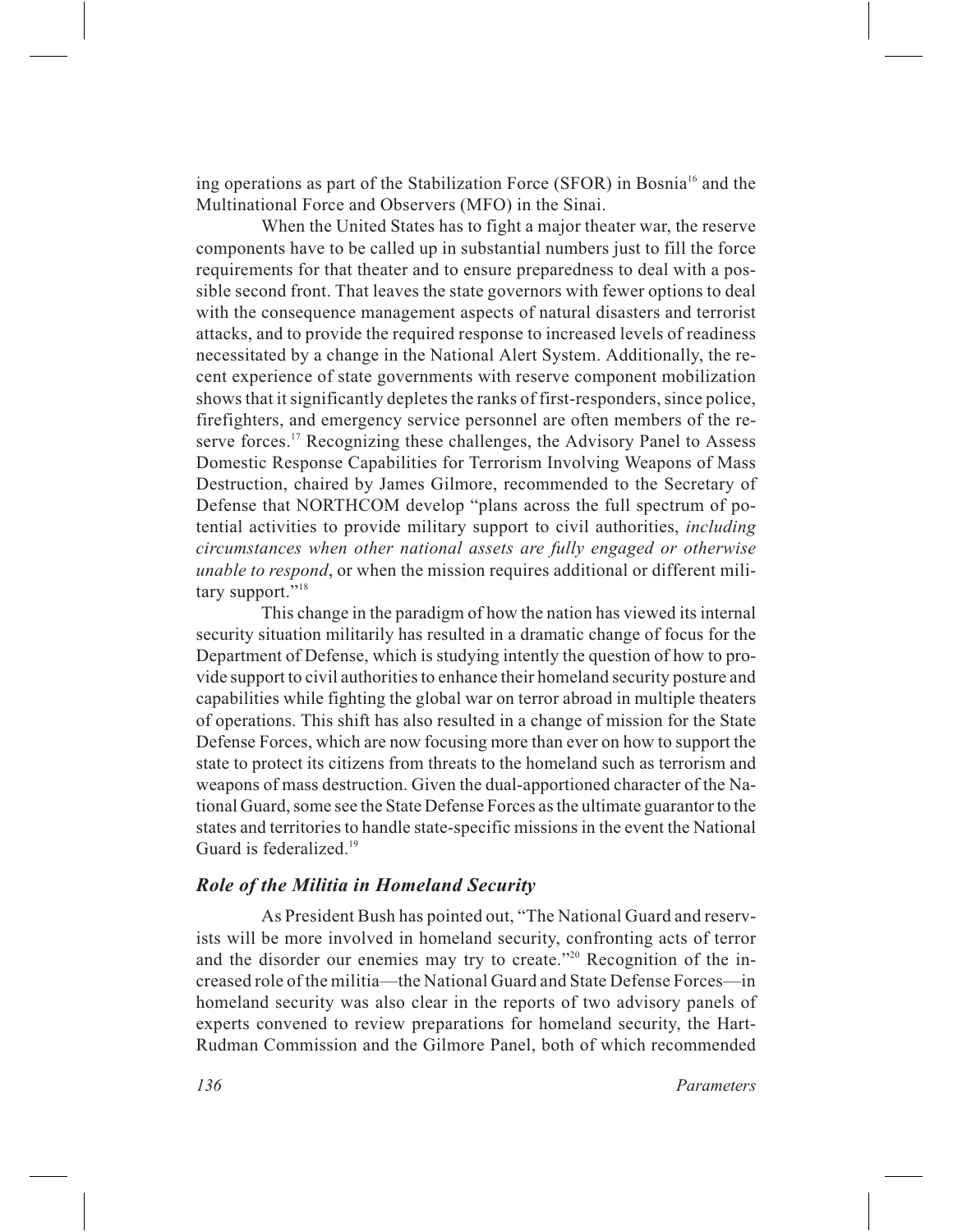ing operations as part of the Stabilization Force (SFOR) in Bosnia[16] and the Multinational Force and Observers (MFO) in the Sinai.

When the United States has to fight a major theater war, the reserve components have to be called up in substantial numbers just to fill the force requirements for that theater and to ensure preparedness to deal with a possible second front. That leaves the state governors with fewer options to deal with the consequence management aspects of natural disasters and terrorist attacks, and to provide the required response to increased levels of readiness necessitated by a change in the National Alert System. Additionally, the recent experience of state governments with reserve component mobilization shows that it significantly depletes the ranks of first-responders, since police, firefighters, and emergency service personnel are often members of the reserve forces.[17] Recognizing these challenges, the Advisory Panel to Assess Domestic Response Capabilities for Terrorism Involving Weapons of Mass Destruction, chaired by James Gilmore, recommended to the Secretary of Defense that NORTHCOM develop "plans across the full spectrum of potential activities to provide military support to civil authorities, *including circumstances when other national assets are fully engaged or otherwise unable to respond*, or when the mission requires additional or different military support."[18]

This change in the paradigm of how the nation has viewed its internal security situation militarily has resulted in a dramatic change of focus for the Department of Defense, which is studying intently the question of how to provide support to civil authorities to enhance their homeland security posture and capabilities while fighting the global war on terror abroad in multiple theaters of operations. This shift has also resulted in a change of mission for the State Defense Forces, which are now focusing more than ever on how to support the state to protect its citizens from threats to the homeland such as terrorism and weapons of mass destruction. Given the dual-apportioned character of the National Guard, some see the State Defense Forces as the ultimate guarantor to the states and territories to handle state-specific missions in the event the National Guard is federalized.[19]

### *Role of the Militia in Homeland Security*

As President Bush has pointed out, "The National Guard and reservists will be more involved in homeland security, confronting acts of terror and the disorder our enemies may try to create."[20] Recognition of the increased role of the militia—the National Guard and State Defense Forces—in homeland security was also clear in the reports of two advisory panels of experts convened to review preparations for homeland security, the Hart-Rudman Commission and the Gilmore Panel, both of which recommended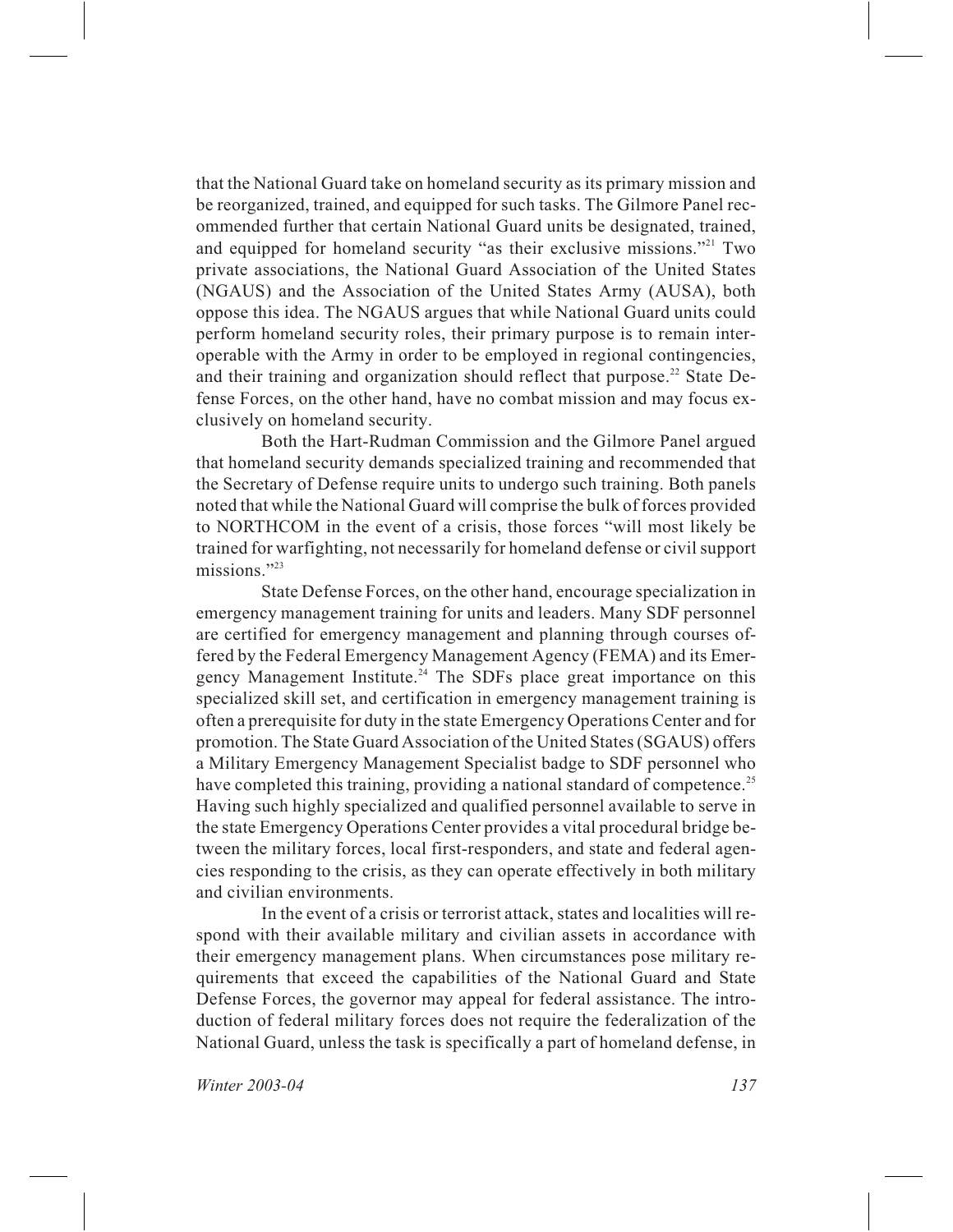that the National Guard take on homeland security as its primary mission and be reorganized, trained, and equipped for such tasks. The Gilmore Panel recommended further that certain National Guard units be designated, trained, and equipped for homeland security "as their exclusive missions."[21] Two private associations, the National Guard Association of the United States (NGAUS) and the Association of the United States Army (AUSA), both oppose this idea. The NGAUS argues that while National Guard units could perform homeland security roles, their primary purpose is to remain interoperable with the Army in order to be employed in regional contingencies, and their training and organization should reflect that purpose.[22] State Defense Forces, on the other hand, have no combat mission and may focus exclusively on homeland security.

Both the Hart-Rudman Commission and the Gilmore Panel argued that homeland security demands specialized training and recommended that the Secretary of Defense require units to undergo such training. Both panels noted that while the National Guard will comprise the bulk of forces provided to NORTHCOM in the event of a crisis, those forces "will most likely be trained for warfighting, not necessarily for homeland defense or civil support missions."[23]

State Defense Forces, on the other hand, encourage specialization in emergency management training for units and leaders. Many SDF personnel are certified for emergency management and planning through courses offered by the Federal Emergency Management Agency (FEMA) and its Emergency Management Institute.[24] The SDFs place great importance on this specialized skill set, and certification in emergency management training is often a prerequisite for duty in the state Emergency Operations Center and for promotion. The State Guard Association of the United States (SGAUS) offers a Military Emergency Management Specialist badge to SDF personnel who have completed this training, providing a national standard of competence.[25] Having such highly specialized and qualified personnel available to serve in the state Emergency Operations Center provides a vital procedural bridge between the military forces, local first-responders, and state and federal agencies responding to the crisis, as they can operate effectively in both military and civilian environments.

In the event of a crisis or terrorist attack, states and localities will respond with their available military and civilian assets in accordance with their emergency management plans. When circumstances pose military requirements that exceed the capabilities of the National Guard and State Defense Forces, the governor may appeal for federal assistance. The introduction of federal military forces does not require the federalization of the National Guard, unless the task is specifically a part of homeland defense, in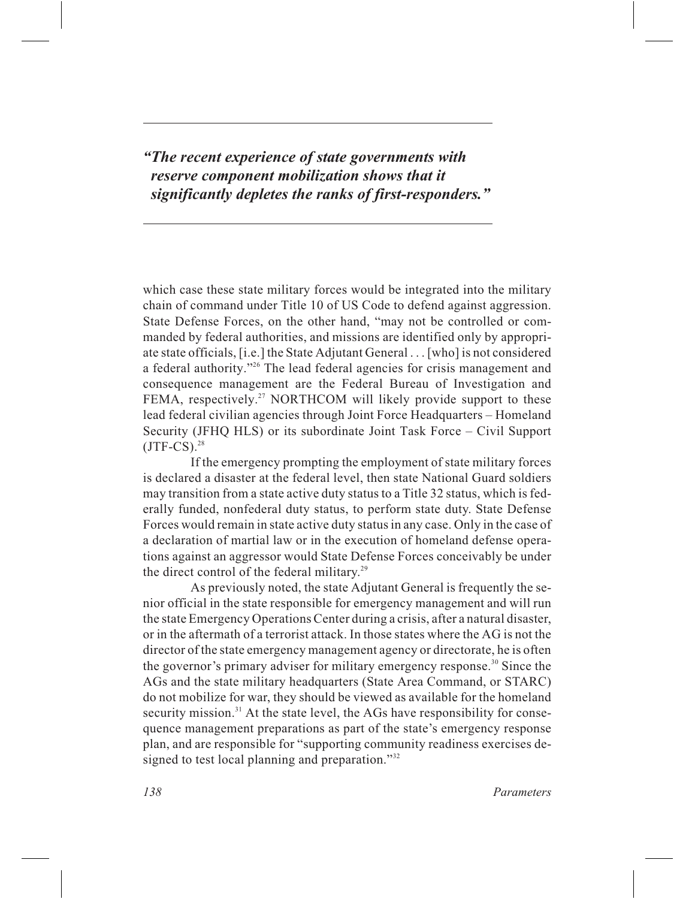*"The recent experience of state governments with reserve component mobilization shows that it significantly depletes the ranks of first-responders."*

which case these state military forces would be integrated into the military chain of command under Title 10 of US Code to defend against aggression. State Defense Forces, on the other hand, "may not be controlled or commanded by federal authorities, and missions are identified only by appropriate state officials, [i.e.] the State Adjutant General . . . [who] is not considered a federal authority."[26] The lead federal agencies for crisis management and consequence management are the Federal Bureau of Investigation and FEMA, respectively.[27] NORTHCOM will likely provide support to these lead federal civilian agencies through Joint Force Headquarters – Homeland Security (JFHQ HLS) or its subordinate Joint Task Force – Civil Support (JTF-CS).[28]

If the emergency prompting the employment of state military forces is declared a disaster at the federal level, then state National Guard soldiers may transition from a state active duty status to a Title 32 status, which is federally funded, nonfederal duty status, to perform state duty. State Defense Forces would remain in state active duty status in any case. Only in the case of a declaration of martial law or in the execution of homeland defense operations against an aggressor would State Defense Forces conceivably be under the direct control of the federal military.[29]

As previously noted, the state Adjutant General is frequently the senior official in the state responsible for emergency management and will run the state Emergency Operations Center during a crisis, after a natural disaster, or in the aftermath of a terrorist attack. In those states where the AG is not the director of the state emergency management agency or directorate, he is often the governor's primary adviser for military emergency response.[30] Since the AGs and the state military headquarters (State Area Command, or STARC) do not mobilize for war, they should be viewed as available for the homeland security mission.[31] At the state level, the AGs have responsibility for consequence management preparations as part of the state's emergency response plan, and are responsible for "supporting community readiness exercises designed to test local planning and preparation."[32]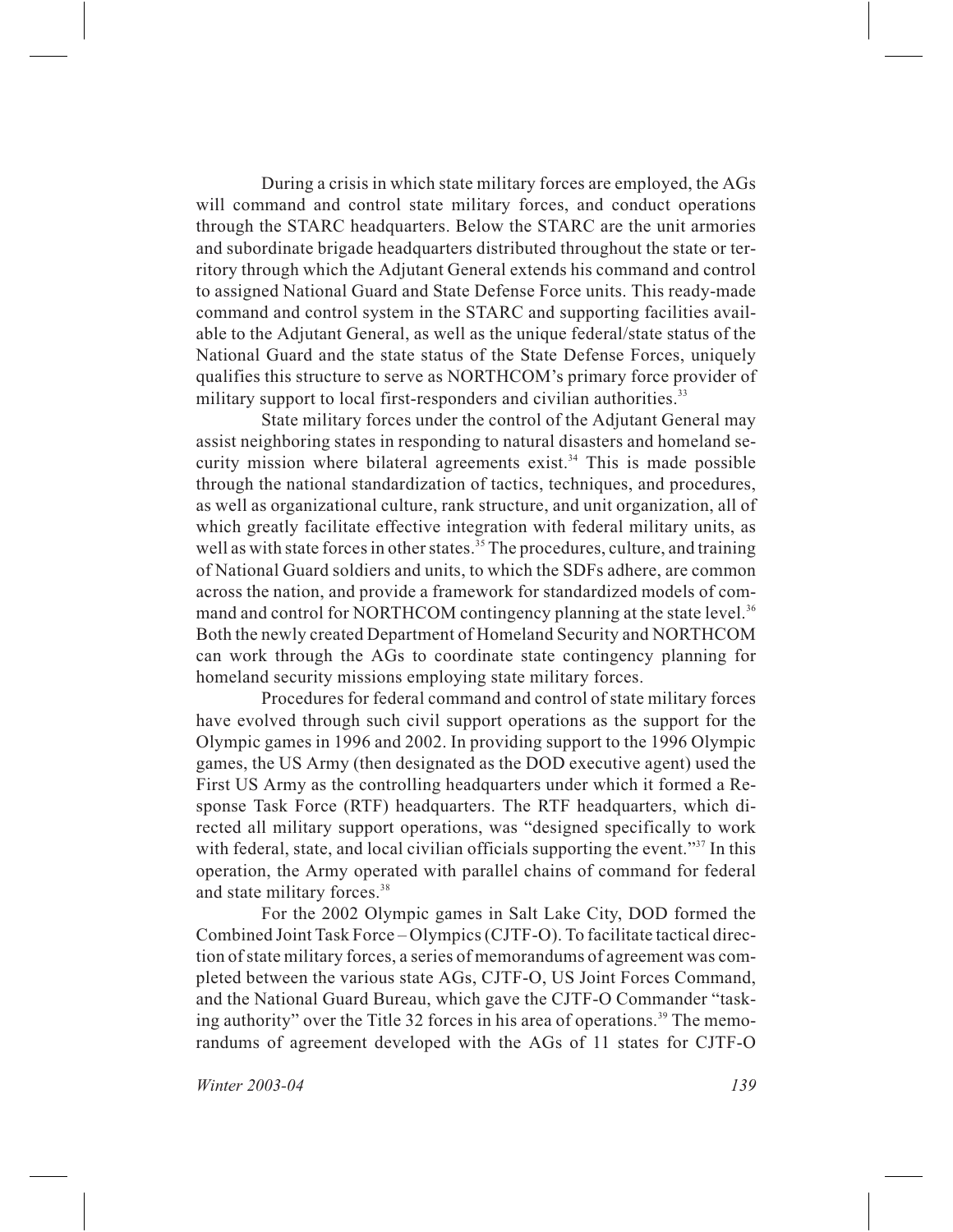During a crisis in which state military forces are employed, the AGs will command and control state military forces, and conduct operations through the STARC headquarters. Below the STARC are the unit armories and subordinate brigade headquarters distributed throughout the state or territory through which the Adjutant General extends his command and control to assigned National Guard and State Defense Force units. This ready-made command and control system in the STARC and supporting facilities available to the Adjutant General, as well as the unique federal/state status of the National Guard and the state status of the State Defense Forces, uniquely qualifies this structure to serve as NORTHCOM's primary force provider of military support to local first-responders and civilian authorities.[33]

State military forces under the control of the Adjutant General may assist neighboring states in responding to natural disasters and homeland security mission where bilateral agreements exist.[34] This is made possible through the national standardization of tactics, techniques, and procedures, as well as organizational culture, rank structure, and unit organization, all of which greatly facilitate effective integration with federal military units, as well as with state forces in other states.[35] The procedures, culture, and training of National Guard soldiers and units, to which the SDFs adhere, are common across the nation, and provide a framework for standardized models of command and control for NORTHCOM contingency planning at the state level.[36] Both the newly created Department of Homeland Security and NORTHCOM can work through the AGs to coordinate state contingency planning for homeland security missions employing state military forces.

Procedures for federal command and control of state military forces have evolved through such civil support operations as the support for the Olympic games in 1996 and 2002. In providing support to the 1996 Olympic games, the US Army (then designated as the DOD executive agent) used the First US Army as the controlling headquarters under which it formed a Response Task Force (RTF) headquarters. The RTF headquarters, which directed all military support operations, was "designed specifically to work with federal, state, and local civilian officials supporting the event."[37] In this operation, the Army operated with parallel chains of command for federal and state military forces.[38]

For the 2002 Olympic games in Salt Lake City, DOD formed the Combined Joint Task Force – Olympics (CJTF-O). To facilitate tactical direction of state military forces, a series of memorandums of agreement was completed between the various state AGs, CJTF-O, US Joint Forces Command, and the National Guard Bureau, which gave the CJTF-O Commander "tasking authority" over the Title 32 forces in his area of operations.[39] The memorandums of agreement developed with the AGs of 11 states for CJTF-O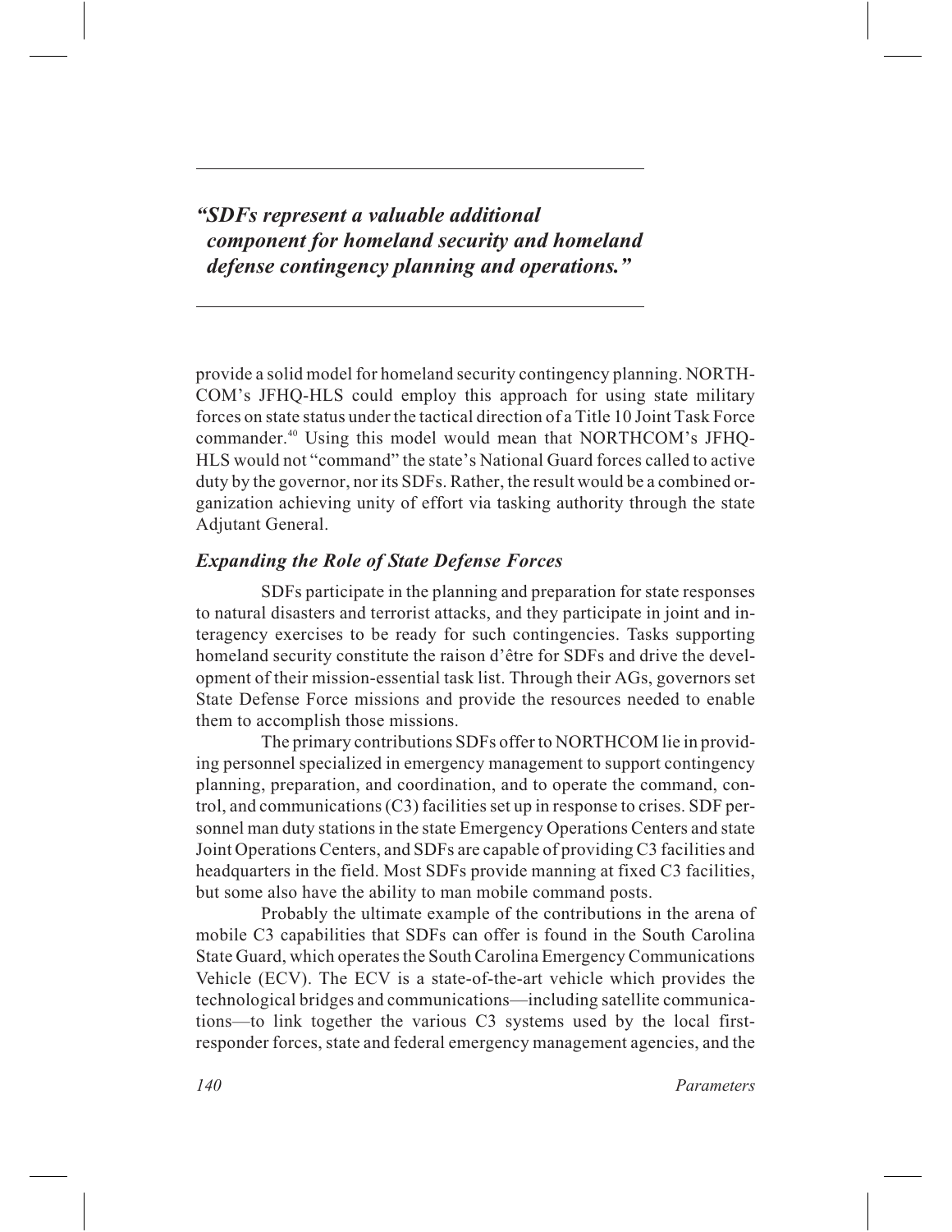*"SDFs represent a valuable additional component for homeland security and homeland defense contingency planning and operations."*

provide a solid model for homeland security contingency planning. NORTHCOM's JFHQ-HLS could employ this approach for using state military forces on state status under the tactical direction of a Title 10 Joint Task Force commander.[40] Using this model would mean that NORTHCOM's JFHQ-HLS would not "command" the state's National Guard forces called to active duty by the governor, nor its SDFs. Rather, the result would be a combined organization achieving unity of effort via tasking authority through the state Adjutant General.

### *Expanding the Role of State Defense Forces*

SDFs participate in the planning and preparation for state responses to natural disasters and terrorist attacks, and they participate in joint and interagency exercises to be ready for such contingencies. Tasks supporting homeland security constitute the raison d'être for SDFs and drive the development of their mission-essential task list. Through their AGs, governors set State Defense Force missions and provide the resources needed to enable them to accomplish those missions.

The primary contributions SDFs offer to NORTHCOM lie in providing personnel specialized in emergency management to support contingency planning, preparation, and coordination, and to operate the command, control, and communications (C3) facilities set up in response to crises. SDF personnel man duty stations in the state Emergency Operations Centers and state Joint Operations Centers, and SDFs are capable of providing C3 facilities and headquarters in the field. Most SDFs provide manning at fixed C3 facilities, but some also have the ability to man mobile command posts.

Probably the ultimate example of the contributions in the arena of mobile C3 capabilities that SDFs can offer is found in the South Carolina State Guard, which operates the South Carolina Emergency Communications Vehicle (ECV). The ECV is a state-of-the-art vehicle which provides the technological bridges and communications—including satellite communications—to link together the various C3 systems used by the local first-responder forces, state and federal emergency management agencies, and the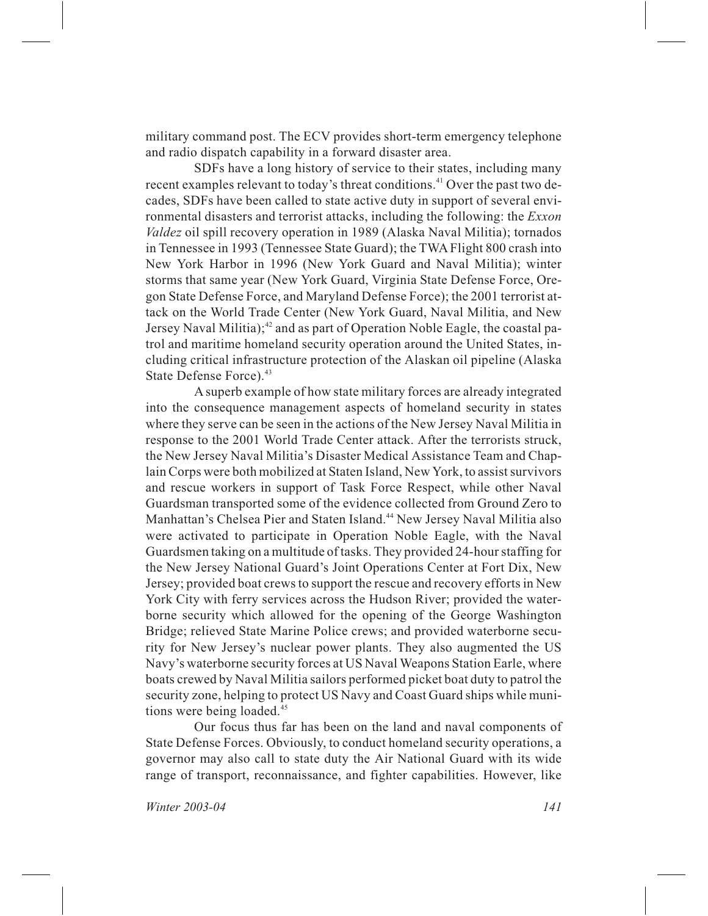military command post. The ECV provides short-term emergency telephone and radio dispatch capability in a forward disaster area.

SDFs have a long history of service to their states, including many recent examples relevant to today's threat conditions.[41] Over the past two decades, SDFs have been called to state active duty in support of several environmental disasters and terrorist attacks, including the following: the *Exxon Valdez* oil spill recovery operation in 1989 (Alaska Naval Militia); tornados in Tennessee in 1993 (Tennessee State Guard); the TWA Flight 800 crash into New York Harbor in 1996 (New York Guard and Naval Militia); winter storms that same year (New York Guard, Virginia State Defense Force, Oregon State Defense Force, and Maryland Defense Force); the 2001 terrorist attack on the World Trade Center (New York Guard, Naval Militia, and New Jersey Naval Militia);[42] and as part of Operation Noble Eagle, the coastal patrol and maritime homeland security operation around the United States, including critical infrastructure protection of the Alaskan oil pipeline (Alaska State Defense Force).[43]

A superb example of how state military forces are already integrated into the consequence management aspects of homeland security in states where they serve can be seen in the actions of the New Jersey Naval Militia in response to the 2001 World Trade Center attack. After the terrorists struck, the New Jersey Naval Militia's Disaster Medical Assistance Team and Chaplain Corps were both mobilized at Staten Island, New York, to assist survivors and rescue workers in support of Task Force Respect, while other Naval Guardsman transported some of the evidence collected from Ground Zero to Manhattan's Chelsea Pier and Staten Island.[44] New Jersey Naval Militia also were activated to participate in Operation Noble Eagle, with the Naval Guardsmen taking on a multitude of tasks. They provided 24-hour staffing for the New Jersey National Guard's Joint Operations Center at Fort Dix, New Jersey; provided boat crews to support the rescue and recovery efforts in New York City with ferry services across the Hudson River; provided the waterborne security which allowed for the opening of the George Washington Bridge; relieved State Marine Police crews; and provided waterborne security for New Jersey's nuclear power plants. They also augmented the US Navy's waterborne security forces at US Naval Weapons Station Earle, where boats crewed by Naval Militia sailors performed picket boat duty to patrol the security zone, helping to protect US Navy and Coast Guard ships while munitions were being loaded.[45]

Our focus thus far has been on the land and naval components of State Defense Forces. Obviously, to conduct homeland security operations, a governor may also call to state duty the Air National Guard with its wide range of transport, reconnaissance, and fighter capabilities. However, like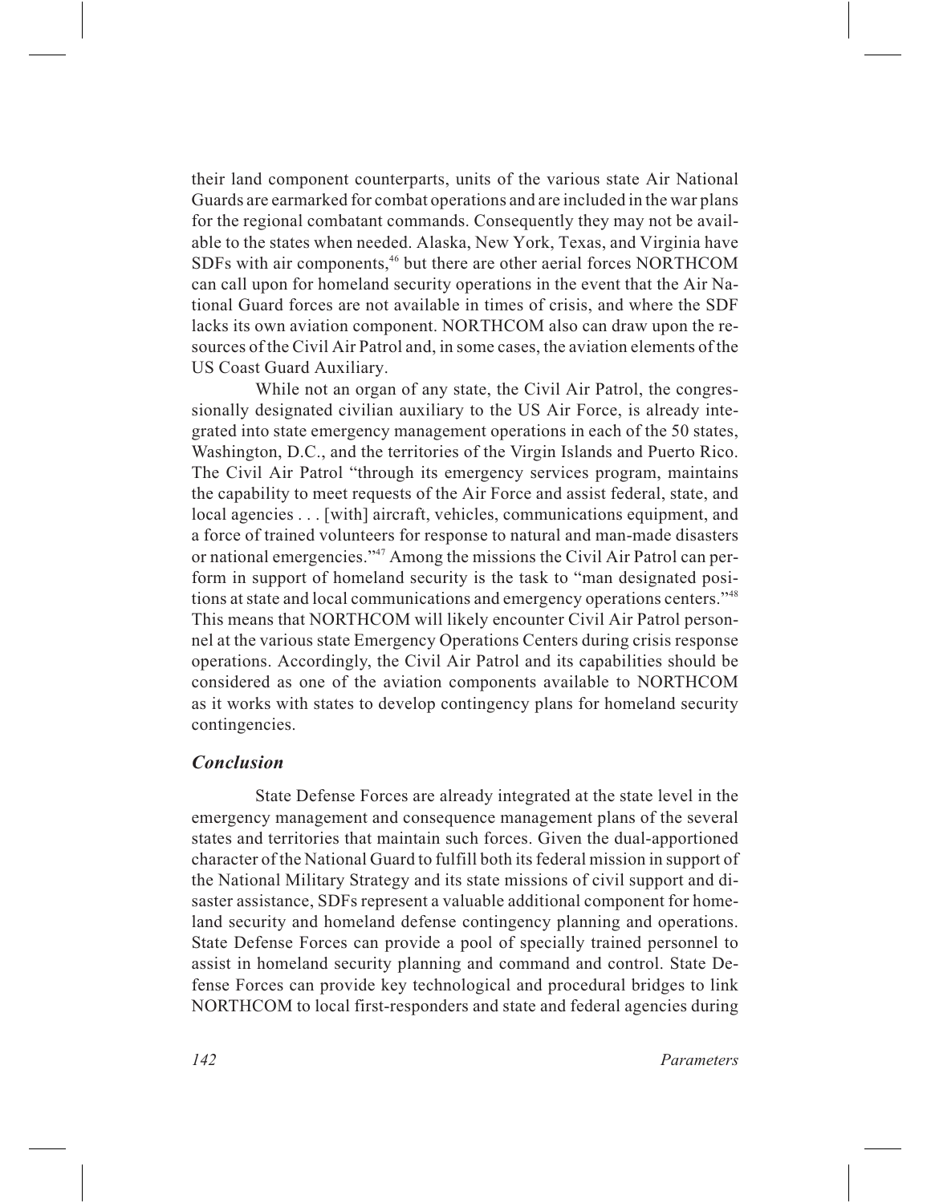their land component counterparts, units of the various state Air National Guards are earmarked for combat operations and are included in the war plans for the regional combatant commands. Consequently they may not be available to the states when needed. Alaska, New York, Texas, and Virginia have SDFs with air components,[46] but there are other aerial forces NORTHCOM can call upon for homeland security operations in the event that the Air National Guard forces are not available in times of crisis, and where the SDF lacks its own aviation component. NORTHCOM also can draw upon the resources of the Civil Air Patrol and, in some cases, the aviation elements of the US Coast Guard Auxiliary.

While not an organ of any state, the Civil Air Patrol, the congressionally designated civilian auxiliary to the US Air Force, is already integrated into state emergency management operations in each of the 50 states, Washington, D.C., and the territories of the Virgin Islands and Puerto Rico. The Civil Air Patrol "through its emergency services program, maintains the capability to meet requests of the Air Force and assist federal, state, and local agencies . . . [with] aircraft, vehicles, communications equipment, and a force of trained volunteers for response to natural and man-made disasters or national emergencies."[47] Among the missions the Civil Air Patrol can perform in support of homeland security is the task to "man designated positions at state and local communications and emergency operations centers."[48] This means that NORTHCOM will likely encounter Civil Air Patrol personnel at the various state Emergency Operations Centers during crisis response operations. Accordingly, the Civil Air Patrol and its capabilities should be considered as one of the aviation components available to NORTHCOM as it works with states to develop contingency plans for homeland security contingencies.

## *Conclusion*

State Defense Forces are already integrated at the state level in the emergency management and consequence management plans of the several states and territories that maintain such forces. Given the dual-apportioned character of the National Guard to fulfill both its federal mission in support of the National Military Strategy and its state missions of civil support and disaster assistance, SDFs represent a valuable additional component for homeland security and homeland defense contingency planning and operations. State Defense Forces can provide a pool of specially trained personnel to assist in homeland security planning and command and control. State Defense Forces can provide key technological and procedural bridges to link NORTHCOM to local first-responders and state and federal agencies during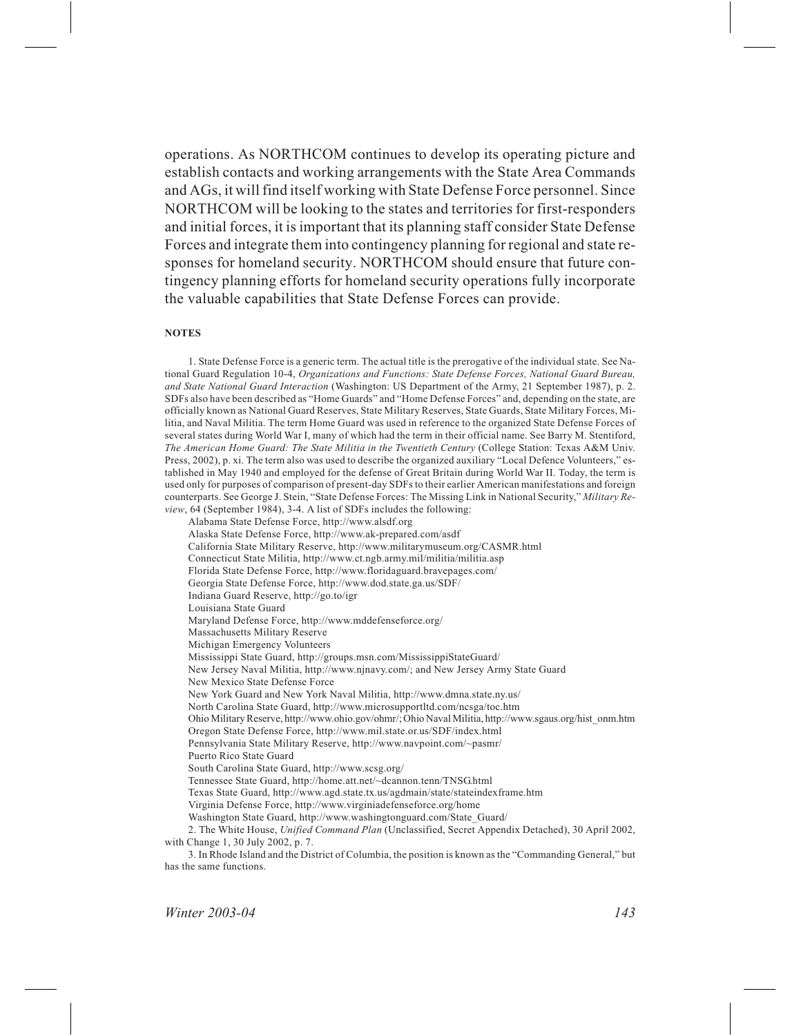operations. As NORTHCOM continues to develop its operating picture and establish contacts and working arrangements with the State Area Commands and AGs, it will find itself working with State Defense Force personnel. Since NORTHCOM will be looking to the states and territories for first-responders and initial forces, it is important that its planning staff consider State Defense Forces and integrate them into contingency planning for regional and state responses for homeland security. NORTHCOM should ensure that future contingency planning efforts for homeland security operations fully incorporate the valuable capabilities that State Defense Forces can provide.

**NOTES**

1. State Defense Force is a generic term. The actual title is the prerogative of the individual state. See National Guard Regulation 10-4, *Organizations and Functions: State Defense Forces, National Guard Bureau, and State National Guard Interaction* (Washington: US Department of the Army, 21 September 1987), p. 2. SDFs also have been described as "Home Guards" and "Home Defense Forces" and, depending on the state, are officially known as National Guard Reserves, State Military Reserves, State Guards, State Military Forces, Militia, and Naval Militia. The term Home Guard was used in reference to the organized State Defense Forces of several states during World War I, many of which had the term in their official name. See Barry M. Stentiford, *The American Home Guard: The State Militia in the Twentieth Century* (College Station: Texas A&M Univ. Press, 2002), p. xi. The term also was used to describe the organized auxiliary "Local Defence Volunteers," established in May 1940 and employed for the defense of Great Britain during World War II. Today, the term is used only for purposes of comparison of present-day SDFs to their earlier American manifestations and foreign counterparts. See George J. Stein, "State Defense Forces: The Missing Link in National Security," *Military Review*, 64 (September 1984), 3-4. A list of SDFs includes the following:

Alabama State Defense Force, http://www.alsdf.org
Alaska State Defense Force, http://www.ak-prepared.com/asdf
California State Military Reserve, http://www.militarymuseum.org/CASMR.html
Connecticut State Militia, http://www.ct.ngb.army.mil/militia/militia.asp
Florida State Defense Force, http://www.floridaguard.bravepages.com/
Georgia State Defense Force, http://www.dod.state.ga.us/SDF/
Indiana Guard Reserve, http://go.to/igr
Louisiana State Guard
Maryland Defense Force, http://www.mddefenseforce.org/
Massachusetts Military Reserve
Michigan Emergency Volunteers
Mississippi State Guard, http://groups.msn.com/MississippiStateGuard/
New Jersey Naval Militia, http://www.njnavy.com/; and New Jersey Army State Guard
New Mexico State Defense Force
New York Guard and New York Naval Militia, http://www.dmna.state.ny.us/
North Carolina State Guard, http://www.microsupportltd.com/ncsga/toc.htm
Ohio Military Reserve, http://www.ohio.gov/ohmr/; Ohio Naval Militia, http://www.sgaus.org/hist_onm.htm
Oregon State Defense Force, http://www.mil.state.or.us/SDF/index.html
Pennsylvania State Military Reserve, http://www.navpoint.com/~pasmr/
Puerto Rico State Guard
South Carolina State Guard, http://www.scsg.org/
Tennessee State Guard, http://home.att.net/~dcannon.tenn/TNSG.html
Texas State Guard, http://www.agd.state.tx.us/agdmain/state/stateindexframe.htm
Virginia Defense Force, http://www.virginiadefenseforce.org/home
Washington State Guard, http://www.washingtonguard.com/State_Guard/

2. The White House, *Unified Command Plan* (Unclassified, Secret Appendix Detached), 30 April 2002, with Change 1, 30 July 2002, p. 7.

3. In Rhode Island and the District of Columbia, the position is known as the "Commanding General," but has the same functions.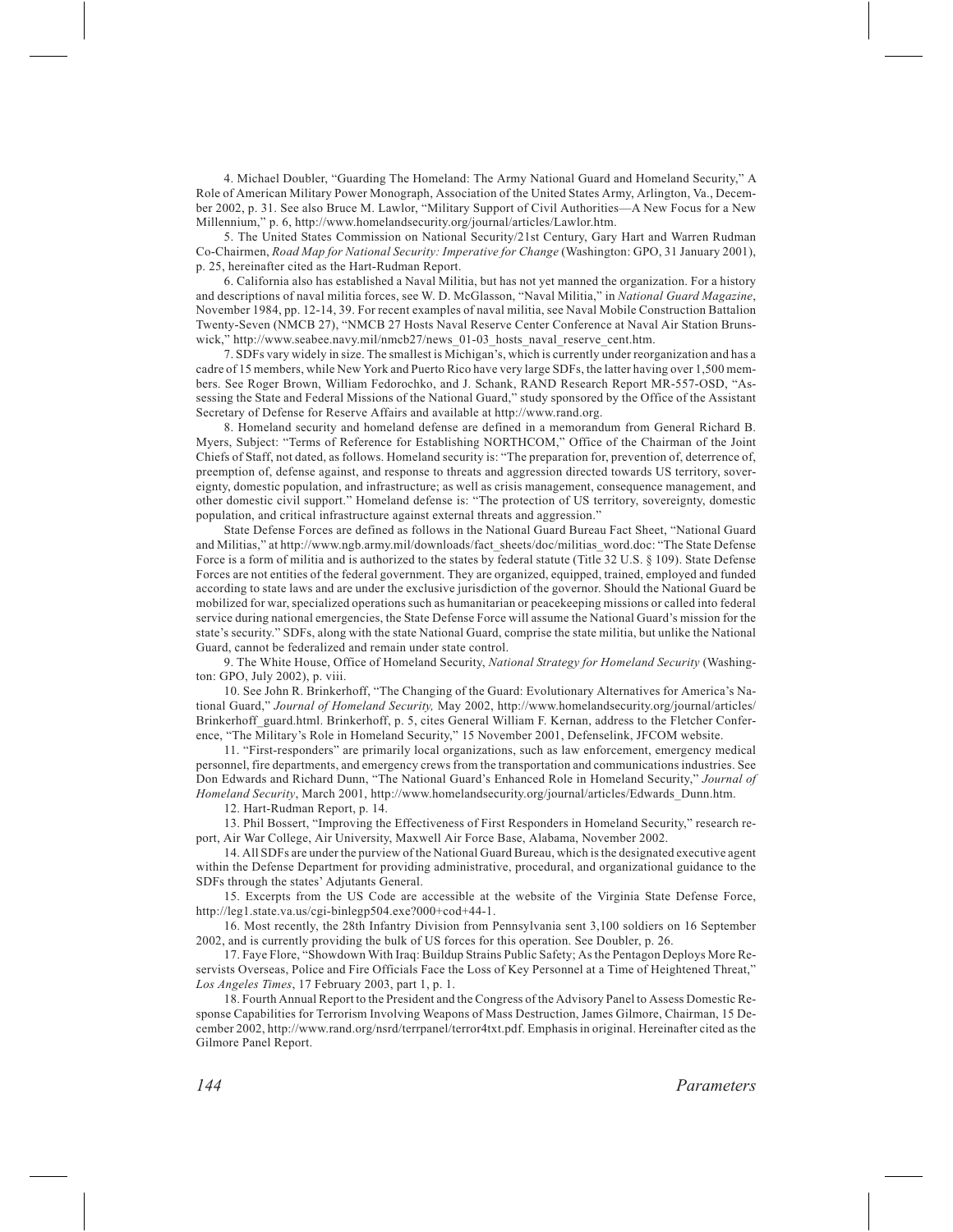4. Michael Doubler, "Guarding The Homeland: The Army National Guard and Homeland Security," A Role of American Military Power Monograph, Association of the United States Army, Arlington, Va., December 2002, p. 31. See also Bruce M. Lawlor, "Military Support of Civil Authorities—A New Focus for a New Millennium," p. 6, http://www.homelandsecurity.org/journal/articles/Lawlor.htm.

5. The United States Commission on National Security/21st Century, Gary Hart and Warren Rudman Co-Chairmen, *Road Map for National Security: Imperative for Change* (Washington: GPO, 31 January 2001), p. 25, hereinafter cited as the Hart-Rudman Report.

6. California also has established a Naval Militia, but has not yet manned the organization. For a history and descriptions of naval militia forces, see W. D. McGlasson, "Naval Militia," in *National Guard Magazine*, November 1984, pp. 12-14, 39. For recent examples of naval militia, see Naval Mobile Construction Battalion Twenty-Seven (NMCB 27), "NMCB 27 Hosts Naval Reserve Center Conference at Naval Air Station Brunswick," http://www.seabee.navy.mil/nmcb27/news_01-03_hosts_naval_reserve_cent.htm.

7. SDFs vary widely in size. The smallest is Michigan's, which is currently under reorganization and has a cadre of 15 members, while New York and Puerto Rico have very large SDFs, the latter having over 1,500 members. See Roger Brown, William Fedorochko, and J. Schank, RAND Research Report MR-557-OSD, "Assessing the State and Federal Missions of the National Guard," study sponsored by the Office of the Assistant Secretary of Defense for Reserve Affairs and available at http://www.rand.org.

8. Homeland security and homeland defense are defined in a memorandum from General Richard B. Myers, Subject: "Terms of Reference for Establishing NORTHCOM," Office of the Chairman of the Joint Chiefs of Staff, not dated, as follows. Homeland security is: "The preparation for, prevention of, deterrence of, preemption of, defense against, and response to threats and aggression directed towards US territory, sovereignty, domestic population, and infrastructure; as well as crisis management, consequence management, and other domestic civil support." Homeland defense is: "The protection of US territory, sovereignty, domestic population, and critical infrastructure against external threats and aggression."

State Defense Forces are defined as follows in the National Guard Bureau Fact Sheet, "National Guard and Militias," at http://www.ngb.army.mil/downloads/fact_sheets/doc/militias_word.doc: "The State Defense Force is a form of militia and is authorized to the states by federal statute (Title 32 U.S. § 109). State Defense Forces are not entities of the federal government. They are organized, equipped, trained, employed and funded according to state laws and are under the exclusive jurisdiction of the governor. Should the National Guard be mobilized for war, specialized operations such as humanitarian or peacekeeping missions or called into federal service during national emergencies, the State Defense Force will assume the National Guard's mission for the state's security." SDFs, along with the state National Guard, comprise the state militia, but unlike the National Guard, cannot be federalized and remain under state control.

9. The White House, Office of Homeland Security, *National Strategy for Homeland Security* (Washington: GPO, July 2002), p. viii.

10. See John R. Brinkerhoff, "The Changing of the Guard: Evolutionary Alternatives for America's National Guard," *Journal of Homeland Security,* May 2002, http://www.homelandsecurity.org/journal/articles/Brinkerhoff_guard.html. Brinkerhoff, p. 5, cites General William F. Kernan, address to the Fletcher Conference, "The Military's Role in Homeland Security," 15 November 2001, Defenselink, JFCOM website.

11. "First-responders" are primarily local organizations, such as law enforcement, emergency medical personnel, fire departments, and emergency crews from the transportation and communications industries. See Don Edwards and Richard Dunn, "The National Guard's Enhanced Role in Homeland Security," *Journal of Homeland Security*, March 2001, http://www.homelandsecurity.org/journal/articles/Edwards_Dunn.htm.

12. Hart-Rudman Report, p. 14.

13. Phil Bossert, "Improving the Effectiveness of First Responders in Homeland Security," research report, Air War College, Air University, Maxwell Air Force Base, Alabama, November 2002.

14. All SDFs are under the purview of the National Guard Bureau, which is the designated executive agent within the Defense Department for providing administrative, procedural, and organizational guidance to the SDFs through the states' Adjutants General.

15. Excerpts from the US Code are accessible at the website of the Virginia State Defense Force, http://leg1.state.va.us/cgi-binlegp504.exe?000+cod+44-1.

16. Most recently, the 28th Infantry Division from Pennsylvania sent 3,100 soldiers on 16 September 2002, and is currently providing the bulk of US forces for this operation. See Doubler, p. 26.

17. Faye Flore, "Showdown With Iraq: Buildup Strains Public Safety; As the Pentagon Deploys More Reservists Overseas, Police and Fire Officials Face the Loss of Key Personnel at a Time of Heightened Threat," *Los Angeles Times*, 17 February 2003, part 1, p. 1.

18. Fourth Annual Report to the President and the Congress of the Advisory Panel to Assess Domestic Response Capabilities for Terrorism Involving Weapons of Mass Destruction, James Gilmore, Chairman, 15 December 2002, http://www.rand.org/nsrd/terrpanel/terror4txt.pdf. Emphasis in original. Hereinafter cited as the Gilmore Panel Report.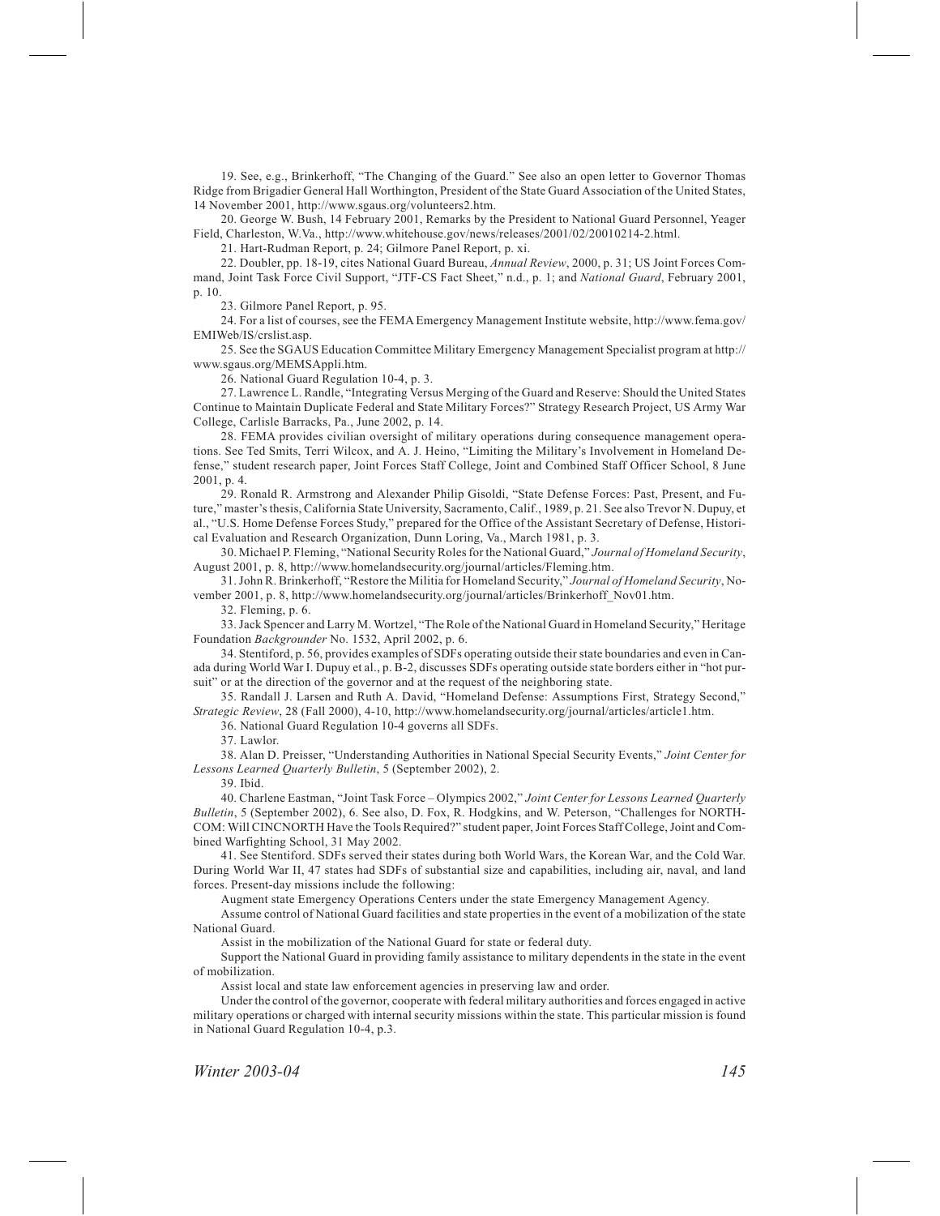19. See, e.g., Brinkerhoff, "The Changing of the Guard." See also an open letter to Governor Thomas Ridge from Brigadier General Hall Worthington, President of the State Guard Association of the United States, 14 November 2001, http://www.sgaus.org/volunteers2.htm.

20. George W. Bush, 14 February 2001, Remarks by the President to National Guard Personnel, Yeager Field, Charleston, W.Va., http://www.whitehouse.gov/news/releases/2001/02/20010214-2.html.

21. Hart-Rudman Report, p. 24; Gilmore Panel Report, p. xi.

22. Doubler, pp. 18-19, cites National Guard Bureau, *Annual Review*, 2000, p. 31; US Joint Forces Command, Joint Task Force Civil Support, "JTF-CS Fact Sheet," n.d., p. 1; and *National Guard*, February 2001, p. 10.

23. Gilmore Panel Report, p. 95.

24. For a list of courses, see the FEMA Emergency Management Institute website, http://www.fema.gov/EMIWeb/IS/crslist.asp.

25. See the SGAUS Education Committee Military Emergency Management Specialist program at http://www.sgaus.org/MEMSAppli.htm.

26. National Guard Regulation 10-4, p. 3.

27. Lawrence L. Randle, "Integrating Versus Merging of the Guard and Reserve: Should the United States Continue to Maintain Duplicate Federal and State Military Forces?" Strategy Research Project, US Army War College, Carlisle Barracks, Pa., June 2002, p. 14.

28. FEMA provides civilian oversight of military operations during consequence management operations. See Ted Smits, Terri Wilcox, and A. J. Heino, "Limiting the Military's Involvement in Homeland Defense," student research paper, Joint Forces Staff College, Joint and Combined Staff Officer School, 8 June 2001, p. 4.

29. Ronald R. Armstrong and Alexander Philip Gisoldi, "State Defense Forces: Past, Present, and Future," master's thesis, California State University, Sacramento, Calif., 1989, p. 21. See also Trevor N. Dupuy, et al., "U.S. Home Defense Forces Study," prepared for the Office of the Assistant Secretary of Defense, Historical Evaluation and Research Organization, Dunn Loring, Va., March 1981, p. 3.

30. Michael P. Fleming, "National Security Roles for the National Guard," *Journal of Homeland Security*, August 2001, p. 8, http://www.homelandsecurity.org/journal/articles/Fleming.htm.

31. John R. Brinkerhoff, "Restore the Militia for Homeland Security," *Journal of Homeland Security*, November 2001, p. 8, http://www.homelandsecurity.org/journal/articles/Brinkerhoff_Nov01.htm.

32. Fleming, p. 6.

33. Jack Spencer and Larry M. Wortzel, "The Role of the National Guard in Homeland Security," Heritage Foundation *Backgrounder* No. 1532, April 2002, p. 6.

34. Stentiford, p. 56, provides examples of SDFs operating outside their state boundaries and even in Canada during World War I. Dupuy et al., p. B-2, discusses SDFs operating outside state borders either in "hot pursuit" or at the direction of the governor and at the request of the neighboring state.

35. Randall J. Larsen and Ruth A. David, "Homeland Defense: Assumptions First, Strategy Second," *Strategic Review*, 28 (Fall 2000), 4-10, http://www.homelandsecurity.org/journal/articles/article1.htm.

36. National Guard Regulation 10-4 governs all SDFs.

37. Lawlor.

38. Alan D. Preisser, "Understanding Authorities in National Special Security Events," *Joint Center for Lessons Learned Quarterly Bulletin*, 5 (September 2002), 2.

39. Ibid.

40. Charlene Eastman, "Joint Task Force – Olympics 2002," *Joint Center for Lessons Learned Quarterly Bulletin*, 5 (September 2002), 6. See also, D. Fox, R. Hodgkins, and W. Peterson, "Challenges for NORTHCOM: Will CINCNORTH Have the Tools Required?" student paper, Joint Forces Staff College, Joint and Combined Warfighting School, 31 May 2002.

41. See Stentiford. SDFs served their states during both World Wars, the Korean War, and the Cold War. During World War II, 47 states had SDFs of substantial size and capabilities, including air, naval, and land forces. Present-day missions include the following:

Augment state Emergency Operations Centers under the state Emergency Management Agency.

Assume control of National Guard facilities and state properties in the event of a mobilization of the state National Guard.

Assist in the mobilization of the National Guard for state or federal duty.

Support the National Guard in providing family assistance to military dependents in the state in the event of mobilization.

Assist local and state law enforcement agencies in preserving law and order.

Under the control of the governor, cooperate with federal military authorities and forces engaged in active military operations or charged with internal security missions within the state. This particular mission is found in National Guard Regulation 10-4, p.3.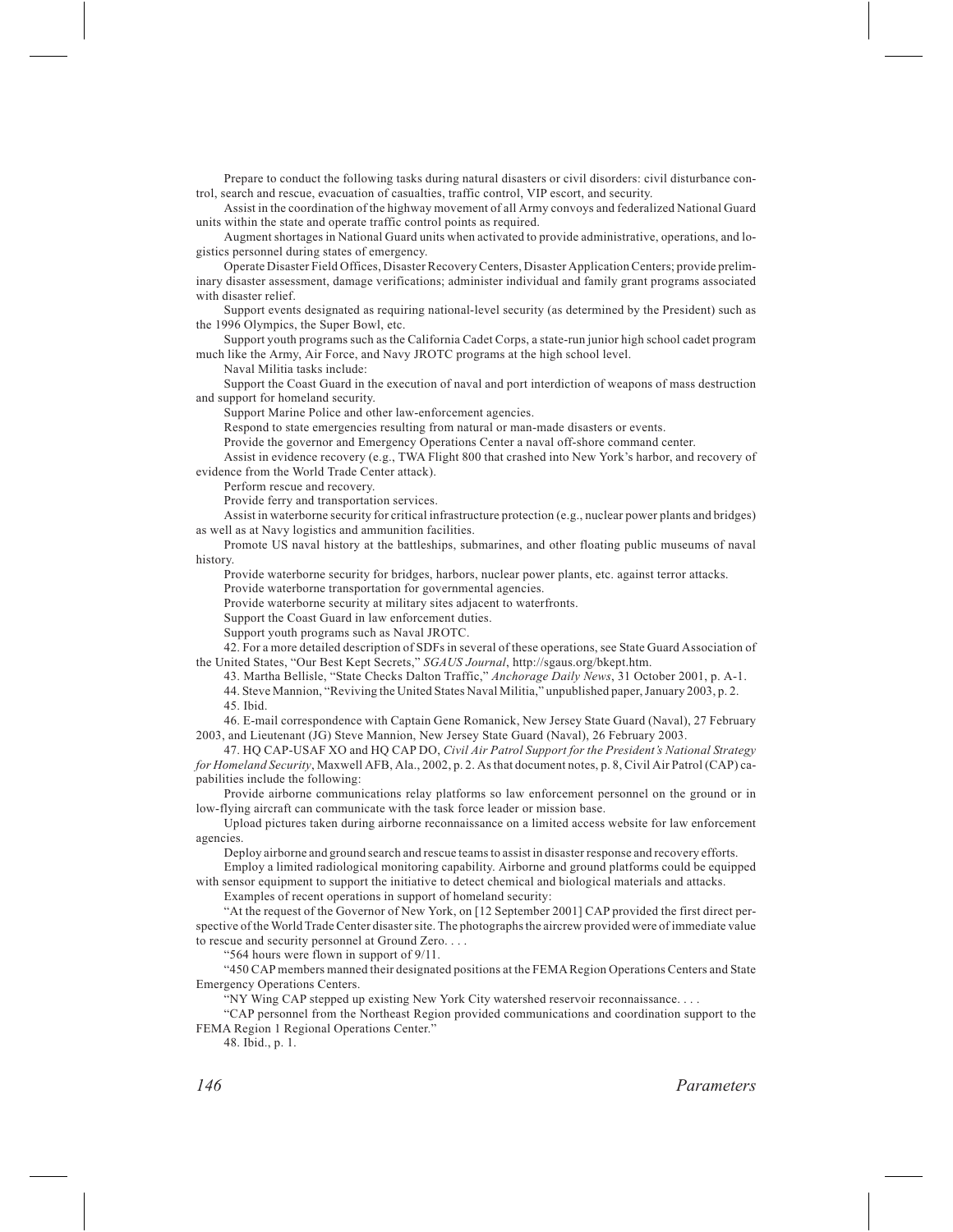Prepare to conduct the following tasks during natural disasters or civil disorders: civil disturbance control, search and rescue, evacuation of casualties, traffic control, VIP escort, and security.

Assist in the coordination of the highway movement of all Army convoys and federalized National Guard units within the state and operate traffic control points as required.

Augment shortages in National Guard units when activated to provide administrative, operations, and logistics personnel during states of emergency.

Operate Disaster Field Offices, Disaster Recovery Centers, Disaster Application Centers; provide preliminary disaster assessment, damage verifications; administer individual and family grant programs associated with disaster relief.

Support events designated as requiring national-level security (as determined by the President) such as the 1996 Olympics, the Super Bowl, etc.

Support youth programs such as the California Cadet Corps, a state-run junior high school cadet program much like the Army, Air Force, and Navy JROTC programs at the high school level.

Naval Militia tasks include:

Support the Coast Guard in the execution of naval and port interdiction of weapons of mass destruction and support for homeland security.

Support Marine Police and other law-enforcement agencies.

Respond to state emergencies resulting from natural or man-made disasters or events.

Provide the governor and Emergency Operations Center a naval off-shore command center.

Assist in evidence recovery (e.g., TWA Flight 800 that crashed into New York's harbor, and recovery of evidence from the World Trade Center attack).

Perform rescue and recovery.

Provide ferry and transportation services.

Assist in waterborne security for critical infrastructure protection (e.g., nuclear power plants and bridges) as well as at Navy logistics and ammunition facilities.

Promote US naval history at the battleships, submarines, and other floating public museums of naval history.

Provide waterborne security for bridges, harbors, nuclear power plants, etc. against terror attacks.

Provide waterborne transportation for governmental agencies.

Provide waterborne security at military sites adjacent to waterfronts.

Support the Coast Guard in law enforcement duties.

Support youth programs such as Naval JROTC.

42. For a more detailed description of SDFs in several of these operations, see State Guard Association of the United States, "Our Best Kept Secrets," *SGAUS Journal*, http://sgaus.org/bkept.htm.

43. Martha Bellisle, "State Checks Dalton Traffic," *Anchorage Daily News*, 31 October 2001, p. A-1.

44. Steve Mannion, "Reviving the United States Naval Militia," unpublished paper, January 2003, p. 2.

45. Ibid.

46. E-mail correspondence with Captain Gene Romanick, New Jersey State Guard (Naval), 27 February 2003, and Lieutenant (JG) Steve Mannion, New Jersey State Guard (Naval), 26 February 2003.

47. HQ CAP-USAF XO and HQ CAP DO, *Civil Air Patrol Support for the President's National Strategy for Homeland Security*, Maxwell AFB, Ala., 2002, p. 2. As that document notes, p. 8, Civil Air Patrol (CAP) capabilities include the following:

Provide airborne communications relay platforms so law enforcement personnel on the ground or in low-flying aircraft can communicate with the task force leader or mission base.

Upload pictures taken during airborne reconnaissance on a limited access website for law enforcement agencies.

Deploy airborne and ground search and rescue teams to assist in disaster response and recovery efforts.

Employ a limited radiological monitoring capability. Airborne and ground platforms could be equipped with sensor equipment to support the initiative to detect chemical and biological materials and attacks.

Examples of recent operations in support of homeland security:

"At the request of the Governor of New York, on [12 September 2001] CAP provided the first direct perspective of the World Trade Center disaster site. The photographs the aircrew provided were of immediate value to rescue and security personnel at Ground Zero. . . .

"564 hours were flown in support of 9/11.

"450 CAP members manned their designated positions at the FEMA Region Operations Centers and State Emergency Operations Centers.

"NY Wing CAP stepped up existing New York City watershed reservoir reconnaissance. . . .

"CAP personnel from the Northeast Region provided communications and coordination support to the FEMA Region 1 Regional Operations Center."

48. Ibid., p. 1.